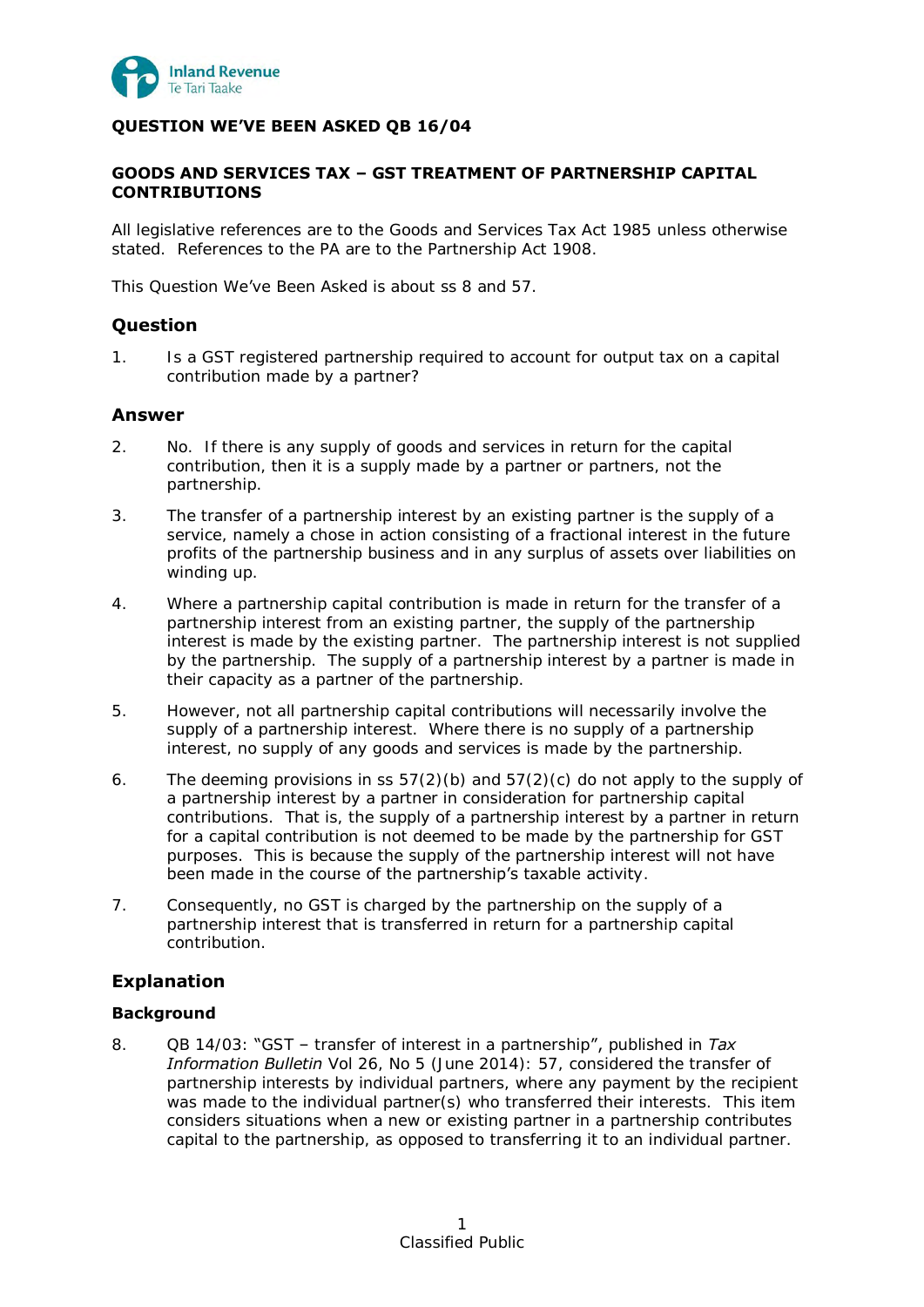Inland Revenue
Te Tari Taake

**QUESTION WE'VE BEEN ASKED QB 16/04**

**GOODS AND SERVICES TAX – GST TREATMENT OF PARTNERSHIP CAPITAL CONTRIBUTIONS**

All legislative references are to the Goods and Services Tax Act 1985 unless otherwise stated. References to the PA are to the Partnership Act 1908.

This Question We've Been Asked is about ss 8 and 57.

## Question

1. Is a GST registered partnership required to account for output tax on a capital contribution made by a partner?

## Answer

2. No. If there is any supply of goods and services in return for the capital contribution, then it is a supply made by a partner or partners, not the partnership.

3. The transfer of a partnership interest by an existing partner is the supply of a service, namely a chose in action consisting of a fractional interest in the future profits of the partnership business and in any surplus of assets over liabilities on winding up.

4. Where a partnership capital contribution is made in return for the transfer of a partnership interest from an existing partner, the supply of the partnership interest is made by the existing partner. The partnership interest is not supplied by the partnership. The supply of a partnership interest by a partner is made in their capacity as a partner of the partnership.

5. However, not all partnership capital contributions will necessarily involve the supply of a partnership interest. Where there is no supply of a partnership interest, no supply of any goods and services is made by the partnership.

6. The deeming provisions in ss 57(2)(b) and 57(2)(c) do not apply to the supply of a partnership interest by a partner in consideration for partnership capital contributions. That is, the supply of a partnership interest by a partner in return for a capital contribution is not deemed to be made by the partnership for GST purposes. This is because the supply of the partnership interest will not have been made in the course of the partnership's taxable activity.

7. Consequently, no GST is charged by the partnership on the supply of a partnership interest that is transferred in return for a partnership capital contribution.

## Explanation

### Background

8. QB 14/03: "GST – transfer of interest in a partnership", published in *Tax Information Bulletin* Vol 26, No 5 (June 2014): 57, considered the transfer of partnership interests by individual partners, where any payment by the recipient was made to the individual partner(s) who transferred their interests. This item considers situations when a new or existing partner in a partnership contributes capital to the partnership, as opposed to transferring it to an individual partner.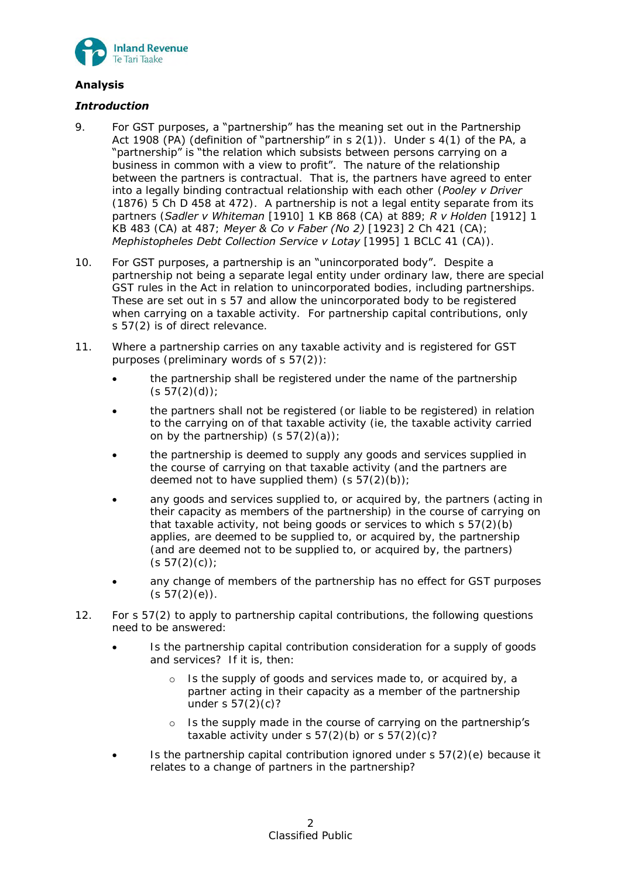## Analysis

### *Introduction*

9. For GST purposes, a "partnership" has the meaning set out in the Partnership Act 1908 (PA) (definition of "partnership" in s 2(1)). Under s 4(1) of the PA, a "partnership" is "the relation which subsists between persons carrying on a business in common with a view to profit". The nature of the relationship between the partners is contractual. That is, the partners have agreed to enter into a legally binding contractual relationship with each other (*Pooley v Driver* (1876) 5 Ch D 458 at 472). A partnership is not a legal entity separate from its partners (*Sadler v Whiteman* [1910] 1 KB 868 (CA) at 889; *R v Holden* [1912] 1 KB 483 (CA) at 487; *Meyer & Co v Faber (No 2)* [1923] 2 Ch 421 (CA); *Mephistopheles Debt Collection Service v Lotay* [1995] 1 BCLC 41 (CA)).

10. For GST purposes, a partnership is an "unincorporated body". Despite a partnership not being a separate legal entity under ordinary law, there are special GST rules in the Act in relation to unincorporated bodies, including partnerships. These are set out in s 57 and allow the unincorporated body to be registered when carrying on a taxable activity. For partnership capital contributions, only s 57(2) is of direct relevance.

11. Where a partnership carries on any taxable activity and is registered for GST purposes (preliminary words of s 57(2)):

    - the partnership shall be registered under the name of the partnership (s 57(2)(d));
    - the partners shall not be registered (or liable to be registered) in relation to the carrying on of that taxable activity (ie, the taxable activity carried on by the partnership) (s 57(2)(a));
    - the partnership is deemed to supply any goods and services supplied in the course of carrying on that taxable activity (and the partners are deemed not to have supplied them) (s 57(2)(b));
    - any goods and services supplied to, or acquired by, the partners (acting in their capacity as members of the partnership) in the course of carrying on that taxable activity, not being goods or services to which s 57(2)(b) applies, are deemed to be supplied to, or acquired by, the partnership (and are deemed not to be supplied to, or acquired by, the partners) (s 57(2)(c));
    - any change of members of the partnership has no effect for GST purposes (s 57(2)(e)).

12. For s 57(2) to apply to partnership capital contributions, the following questions need to be answered:

    - Is the partnership capital contribution consideration for a supply of goods and services? If it is, then:
        - Is the supply of goods and services made to, or acquired by, a partner acting in their capacity as a member of the partnership under s 57(2)(c)?
        - Is the supply made in the course of carrying on the partnership's taxable activity under s 57(2)(b) or s 57(2)(c)?
    - Is the partnership capital contribution ignored under s 57(2)(e) because it relates to a change of partners in the partnership?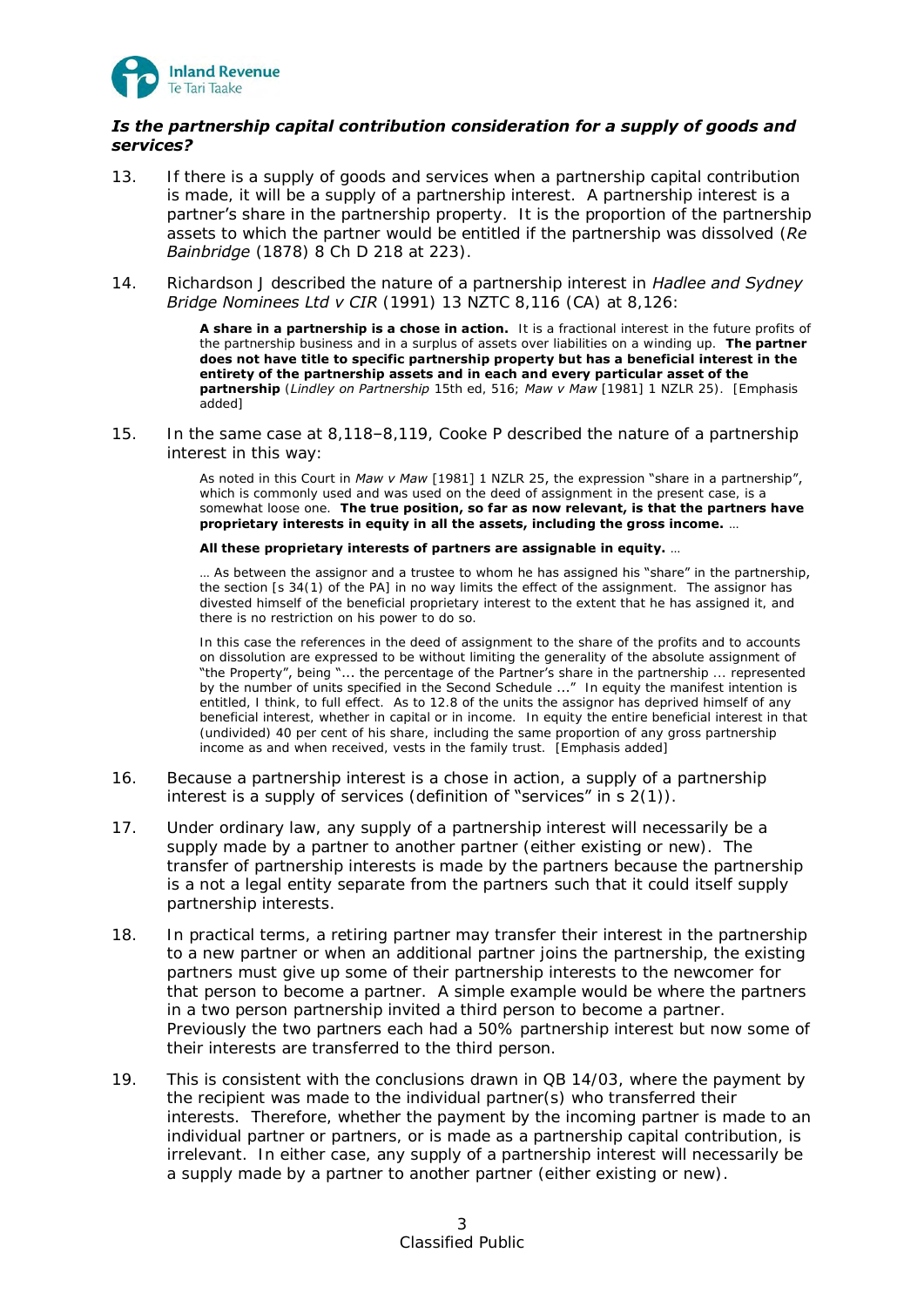### *Is the partnership capital contribution consideration for a supply of goods and services?*

13. If there is a supply of goods and services when a partnership capital contribution is made, it will be a supply of a partnership interest. A partnership interest is a partner's share in the partnership property. It is the proportion of the partnership assets to which the partner would be entitled if the partnership was dissolved (*Re Bainbridge* (1878) 8 Ch D 218 at 223).

14. Richardson J described the nature of a partnership interest in *Hadlee and Sydney Bridge Nominees Ltd v CIR* (1991) 13 NZTC 8,116 (CA) at 8,126:

> **A share in a partnership is a chose in action.** It is a fractional interest in the future profits of the partnership business and in a surplus of assets over liabilities on a winding up. **The partner does not have title to specific partnership property but has a beneficial interest in the entirety of the partnership assets and in each and every particular asset of the partnership** (*Lindley on Partnership* 15th ed, 516; *Maw v Maw* [1981] 1 NZLR 25). [Emphasis added]

15. In the same case at 8,118–8,119, Cooke P described the nature of a partnership interest in this way:

> As noted in this Court in *Maw v Maw* [1981] 1 NZLR 25, the expression "share in a partnership", which is commonly used and was used on the deed of assignment in the present case, is a somewhat loose one. **The true position, so far as now relevant, is that the partners have proprietary interests in equity in all the assets, including the gross income.** …
>
> **All these proprietary interests of partners are assignable in equity.** …
>
> … As between the assignor and a trustee to whom he has assigned his "share" in the partnership, the section [s 34(1) of the PA] in no way limits the effect of the assignment. The assignor has divested himself of the beneficial proprietary interest to the extent that he has assigned it, and there is no restriction on his power to do so.
>
> In this case the references in the deed of assignment to the share of the profits and to accounts on dissolution are expressed to be without limiting the generality of the absolute assignment of "the Property", being "... the percentage of the Partner's share in the partnership ... represented by the number of units specified in the Second Schedule ..." In equity the manifest intention is entitled, I think, to full effect. As to 12.8 of the units the assignor has deprived himself of any beneficial interest, whether in capital or in income. In equity the entire beneficial interest in that (undivided) 40 per cent of his share, including the same proportion of any gross partnership income as and when received, vests in the family trust. [Emphasis added]

16. Because a partnership interest is a chose in action, a supply of a partnership interest is a supply of services (definition of "services" in s 2(1)).

17. Under ordinary law, any supply of a partnership interest will necessarily be a supply made by a partner to another partner (either existing or new). The transfer of partnership interests is made by the partners because the partnership is a not a legal entity separate from the partners such that it could itself supply partnership interests.

18. In practical terms, a retiring partner may transfer their interest in the partnership to a new partner or when an additional partner joins the partnership, the existing partners must give up some of their partnership interests to the newcomer for that person to become a partner. A simple example would be where the partners in a two person partnership invited a third person to become a partner. Previously the two partners each had a 50% partnership interest but now some of their interests are transferred to the third person.

19. This is consistent with the conclusions drawn in QB 14/03, where the payment by the recipient was made to the individual partner(s) who transferred their interests. Therefore, whether the payment by the incoming partner is made to an individual partner or partners, or is made as a partnership capital contribution, is irrelevant. In either case, any supply of a partnership interest will necessarily be a supply made by a partner to another partner (either existing or new).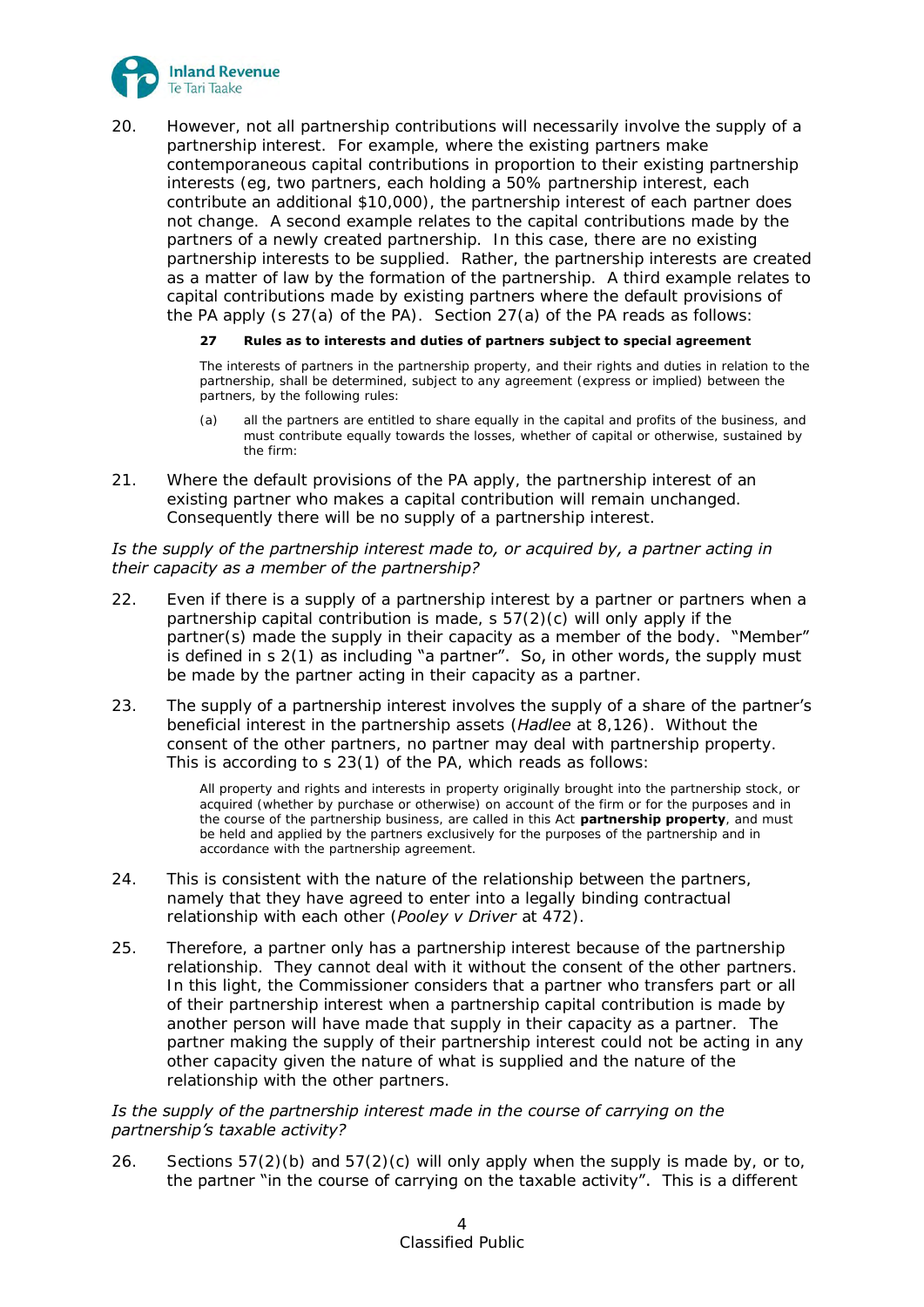20. However, not all partnership contributions will necessarily involve the supply of a partnership interest. For example, where the existing partners make contemporaneous capital contributions in proportion to their existing partnership interests (eg, two partners, each holding a 50% partnership interest, each contribute an additional $10,000), the partnership interest of each partner does not change. A second example relates to the capital contributions made by the partners of a newly created partnership. In this case, there are no existing partnership interests to be supplied. Rather, the partnership interests are created as a matter of law by the formation of the partnership. A third example relates to capital contributions made by existing partners where the default provisions of the PA apply (s 27(a) of the PA). Section 27(a) of the PA reads as follows:

> **27 Rules as to interests and duties of partners subject to special agreement**
>
> The interests of partners in the partnership property, and their rights and duties in relation to the partnership, shall be determined, subject to any agreement (express or implied) between the partners, by the following rules:
>
> (a) all the partners are entitled to share equally in the capital and profits of the business, and must contribute equally towards the losses, whether of capital or otherwise, sustained by the firm:

21. Where the default provisions of the PA apply, the partnership interest of an existing partner who makes a capital contribution will remain unchanged. Consequently there will be no supply of a partnership interest.

*Is the supply of the partnership interest made to, or acquired by, a partner acting in their capacity as a member of the partnership?*

22. Even if there is a supply of a partnership interest by a partner or partners when a partnership capital contribution is made, s 57(2)(c) will only apply if the partner(s) made the supply in their capacity as a member of the body. "Member" is defined in s 2(1) as including "a partner". So, in other words, the supply must be made by the partner acting in their capacity as a partner.

23. The supply of a partnership interest involves the supply of a share of the partner's beneficial interest in the partnership assets (*Hadlee* at 8,126). Without the consent of the other partners, no partner may deal with partnership property. This is according to s 23(1) of the PA, which reads as follows:

> All property and rights and interests in property originally brought into the partnership stock, or acquired (whether by purchase or otherwise) on account of the firm or for the purposes and in the course of the partnership business, are called in this Act **partnership property**, and must be held and applied by the partners exclusively for the purposes of the partnership and in accordance with the partnership agreement.

24. This is consistent with the nature of the relationship between the partners, namely that they have agreed to enter into a legally binding contractual relationship with each other (*Pooley v Driver* at 472).

25. Therefore, a partner only has a partnership interest because of the partnership relationship. They cannot deal with it without the consent of the other partners. In this light, the Commissioner considers that a partner who transfers part or all of their partnership interest when a partnership capital contribution is made by another person will have made that supply in their capacity as a partner. The partner making the supply of their partnership interest could not be acting in any other capacity given the nature of what is supplied and the nature of the relationship with the other partners.

*Is the supply of the partnership interest made in the course of carrying on the partnership's taxable activity?*

26. Sections 57(2)(b) and 57(2)(c) will only apply when the supply is made by, or to, the partner "in the course of carrying on the taxable activity". This is a different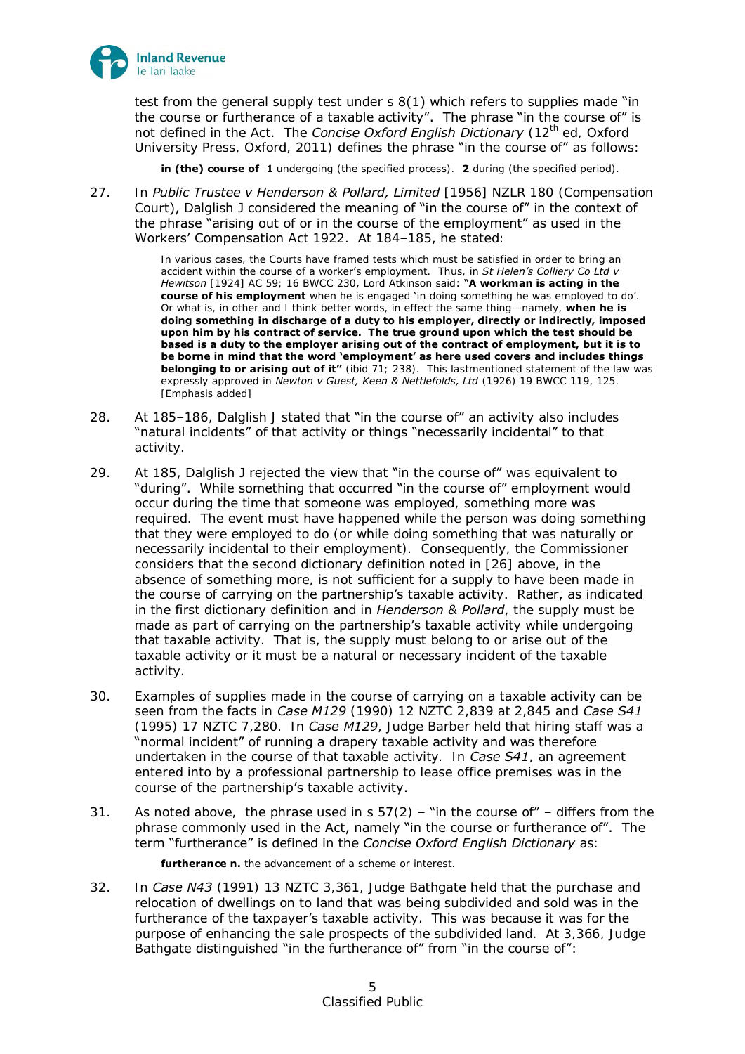test from the general supply test under s 8(1) which refers to supplies made "in the course or furtherance of a taxable activity". The phrase "in the course of" is not defined in the Act. The *Concise Oxford English Dictionary* (12th ed, Oxford University Press, Oxford, 2011) defines the phrase "in the course of" as follows:

> **in (the) course of 1** undergoing (the specified process). **2** during (the specified period).

27. In *Public Trustee v Henderson & Pollard, Limited* [1956] NZLR 180 (Compensation Court), Dalglish J considered the meaning of "in the course of" in the context of the phrase "arising out of or in the course of the employment" as used in the Workers' Compensation Act 1922. At 184–185, he stated:

> In various cases, the Courts have framed tests which must be satisfied in order to bring an accident within the course of a worker's employment. Thus, in *St Helen's Colliery Co Ltd v Hewitson* [1924] AC 59; 16 BWCC 230, Lord Atkinson said: "**A workman is acting in the course of his employment** when he is engaged 'in doing something he was employed to do'. Or what is, in other and I think better words, in effect the same thing—namely, **when he is doing something in discharge of a duty to his employer, directly or indirectly, imposed upon him by his contract of service. The true ground upon which the test should be based is a duty to the employer arising out of the contract of employment, but it is to be borne in mind that the word 'employment' as here used covers and includes things belonging to or arising out of it"** (ibid 71; 238). This lastmentioned statement of the law was expressly approved in *Newton v Guest, Keen & Nettlefolds, Ltd* (1926) 19 BWCC 119, 125. [Emphasis added]

28. At 185–186, Dalglish J stated that "in the course of" an activity also includes "natural incidents" of that activity or things "necessarily incidental" to that activity.

29. At 185, Dalglish J rejected the view that "in the course of" was equivalent to "during". While something that occurred "in the course of" employment would occur during the time that someone was employed, something more was required. The event must have happened while the person was doing something that they were employed to do (or while doing something that was naturally or necessarily incidental to their employment). Consequently, the Commissioner considers that the second dictionary definition noted in [26] above, in the absence of something more, is not sufficient for a supply to have been made in the course of carrying on the partnership's taxable activity. Rather, as indicated in the first dictionary definition and in *Henderson & Pollard*, the supply must be made as part of carrying on the partnership's taxable activity while undergoing that taxable activity. That is, the supply must belong to or arise out of the taxable activity or it must be a natural or necessary incident of the taxable activity.

30. Examples of supplies made in the course of carrying on a taxable activity can be seen from the facts in *Case M129* (1990) 12 NZTC 2,839 at 2,845 and *Case S41* (1995) 17 NZTC 7,280. In *Case M129*, Judge Barber held that hiring staff was a "normal incident" of running a drapery taxable activity and was therefore undertaken in the course of that taxable activity. In *Case S41*, an agreement entered into by a professional partnership to lease office premises was in the course of the partnership's taxable activity.

31. As noted above, the phrase used in s 57(2) – "in the course of" – differs from the phrase commonly used in the Act, namely "in the course or furtherance of". The term "furtherance" is defined in the *Concise Oxford English Dictionary* as:

> **furtherance n.** the advancement of a scheme or interest.

32. In *Case N43* (1991) 13 NZTC 3,361, Judge Bathgate held that the purchase and relocation of dwellings on to land that was being subdivided and sold was in the furtherance of the taxpayer's taxable activity. This was because it was for the purpose of enhancing the sale prospects of the subdivided land. At 3,366, Judge Bathgate distinguished "in the furtherance of" from "in the course of":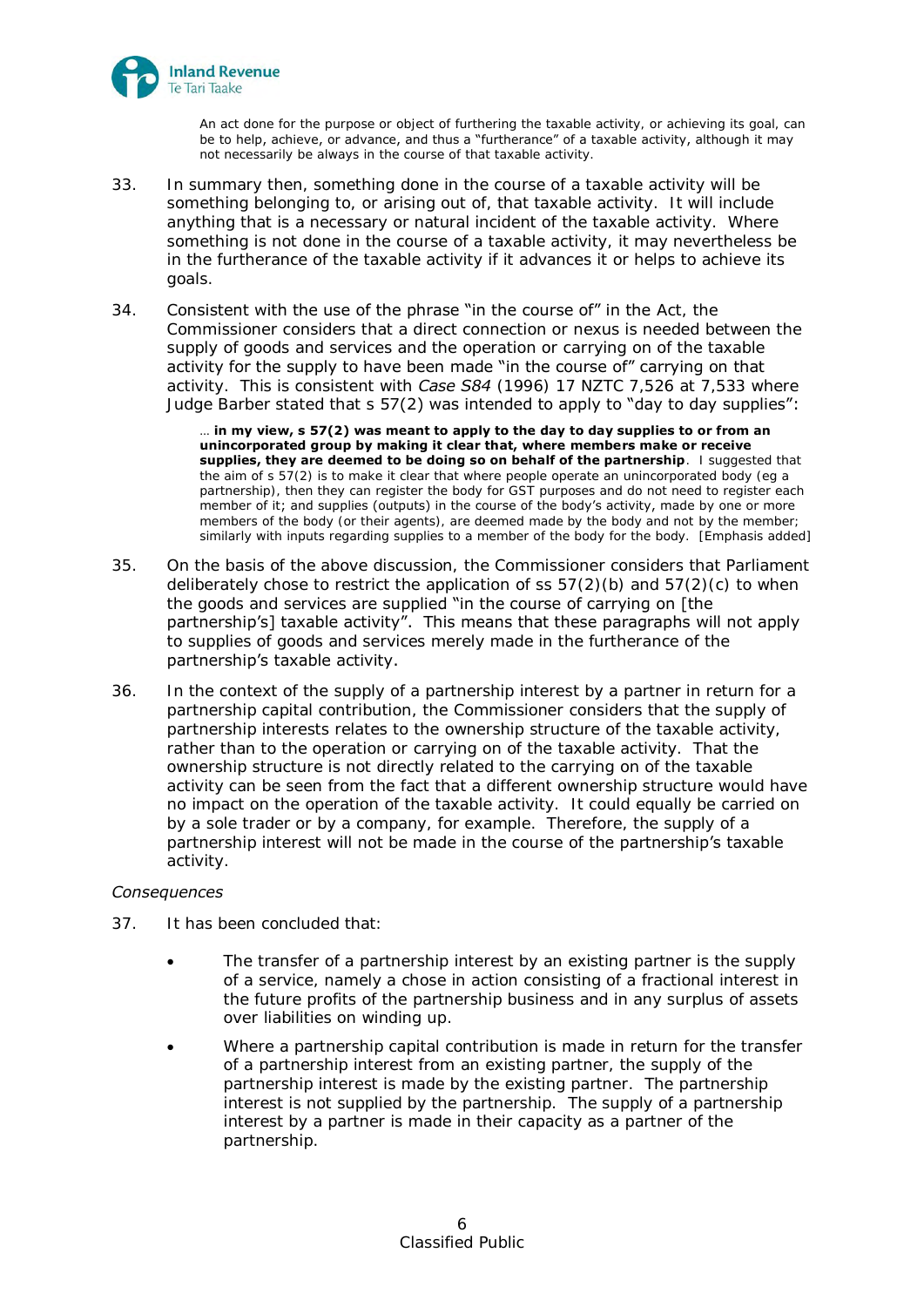> An act done for the purpose or object of furthering the taxable activity, or achieving its goal, can be to help, achieve, or advance, and thus a "furtherance" of a taxable activity, although it may not necessarily be always in the course of that taxable activity.

33. In summary then, something done in the course of a taxable activity will be something belonging to, or arising out of, that taxable activity. It will include anything that is a necessary or natural incident of the taxable activity. Where something is not done in the course of a taxable activity, it may nevertheless be in the furtherance of the taxable activity if it advances it or helps to achieve its goals.

34. Consistent with the use of the phrase "in the course of" in the Act, the Commissioner considers that a direct connection or nexus is needed between the supply of goods and services and the operation or carrying on of the taxable activity for the supply to have been made "in the course of" carrying on that activity. This is consistent with *Case S84* (1996) 17 NZTC 7,526 at 7,533 where Judge Barber stated that s 57(2) was intended to apply to "day to day supplies":

> … **in my view, s 57(2) was meant to apply to the day to day supplies to or from an unincorporated group by making it clear that, where members make or receive supplies, they are deemed to be doing so on behalf of the partnership**. I suggested that the aim of s 57(2) is to make it clear that where people operate an unincorporated body (eg a partnership), then they can register the body for GST purposes and do not need to register each member of it; and supplies (outputs) in the course of the body's activity, made by one or more members of the body (or their agents), are deemed made by the body and not by the member; similarly with inputs regarding supplies to a member of the body for the body. [Emphasis added]

35. On the basis of the above discussion, the Commissioner considers that Parliament deliberately chose to restrict the application of ss 57(2)(b) and 57(2)(c) to when the goods and services are supplied "in the course of carrying on [the partnership's] taxable activity". This means that these paragraphs will not apply to supplies of goods and services merely made in the furtherance of the partnership's taxable activity.

36. In the context of the supply of a partnership interest by a partner in return for a partnership capital contribution, the Commissioner considers that the supply of partnership interests relates to the ownership structure of the taxable activity, rather than to the operation or carrying on of the taxable activity. That the ownership structure is not directly related to the carrying on of the taxable activity can be seen from the fact that a different ownership structure would have no impact on the operation of the taxable activity. It could equally be carried on by a sole trader or by a company, for example. Therefore, the supply of a partnership interest will not be made in the course of the partnership's taxable activity.

*Consequences*

37. It has been concluded that:

- The transfer of a partnership interest by an existing partner is the supply of a service, namely a chose in action consisting of a fractional interest in the future profits of the partnership business and in any surplus of assets over liabilities on winding up.
- Where a partnership capital contribution is made in return for the transfer of a partnership interest from an existing partner, the supply of the partnership interest is made by the existing partner. The partnership interest is not supplied by the partnership. The supply of a partnership interest by a partner is made in their capacity as a partner of the partnership.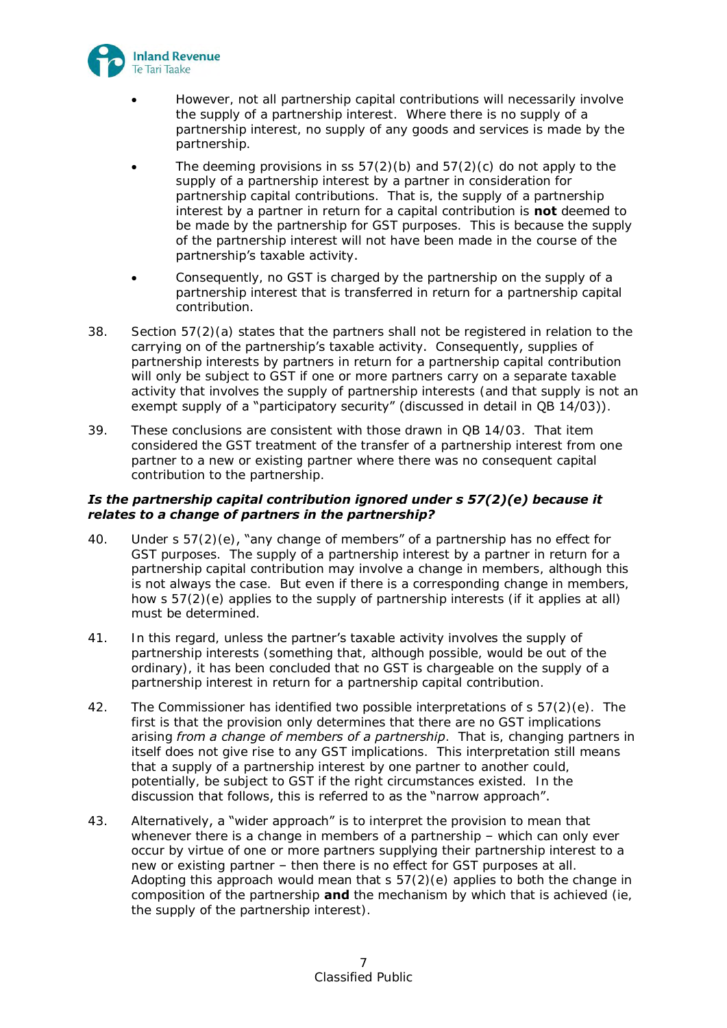- However, not all partnership capital contributions will necessarily involve the supply of a partnership interest. Where there is no supply of a partnership interest, no supply of any goods and services is made by the partnership.
- The deeming provisions in ss 57(2)(b) and 57(2)(c) do not apply to the supply of a partnership interest by a partner in consideration for partnership capital contributions. That is, the supply of a partnership interest by a partner in return for a capital contribution is **not** deemed to be made by the partnership for GST purposes. This is because the supply of the partnership interest will not have been made in the course of the partnership's taxable activity.
- Consequently, no GST is charged by the partnership on the supply of a partnership interest that is transferred in return for a partnership capital contribution.

38. Section 57(2)(a) states that the partners shall not be registered in relation to the carrying on of the partnership's taxable activity. Consequently, supplies of partnership interests by partners in return for a partnership capital contribution will only be subject to GST if one or more partners carry on a separate taxable activity that involves the supply of partnership interests (and that supply is not an exempt supply of a "participatory security" (discussed in detail in QB 14/03)).

39. These conclusions are consistent with those drawn in QB 14/03. That item considered the GST treatment of the transfer of a partnership interest from one partner to a new or existing partner where there was no consequent capital contribution to the partnership.

### *Is the partnership capital contribution ignored under s 57(2)(e) because it relates to a change of partners in the partnership?*

40. Under s 57(2)(e), "any change of members" of a partnership has no effect for GST purposes. The supply of a partnership interest by a partner in return for a partnership capital contribution may involve a change in members, although this is not always the case. But even if there is a corresponding change in members, how s 57(2)(e) applies to the supply of partnership interests (if it applies at all) must be determined.

41. In this regard, unless the partner's taxable activity involves the supply of partnership interests (something that, although possible, would be out of the ordinary), it has been concluded that no GST is chargeable on the supply of a partnership interest in return for a partnership capital contribution.

42. The Commissioner has identified two possible interpretations of s 57(2)(e). The first is that the provision only determines that there are no GST implications arising *from a change of members of a partnership*. That is, changing partners in itself does not give rise to any GST implications. This interpretation still means that a supply of a partnership interest by one partner to another could, potentially, be subject to GST if the right circumstances existed. In the discussion that follows, this is referred to as the "narrow approach".

43. Alternatively, a "wider approach" is to interpret the provision to mean that whenever there is a change in members of a partnership – which can only ever occur by virtue of one or more partners supplying their partnership interest to a new or existing partner – then there is no effect for GST purposes at all. Adopting this approach would mean that s 57(2)(e) applies to both the change in composition of the partnership **and** the mechanism by which that is achieved (ie, the supply of the partnership interest).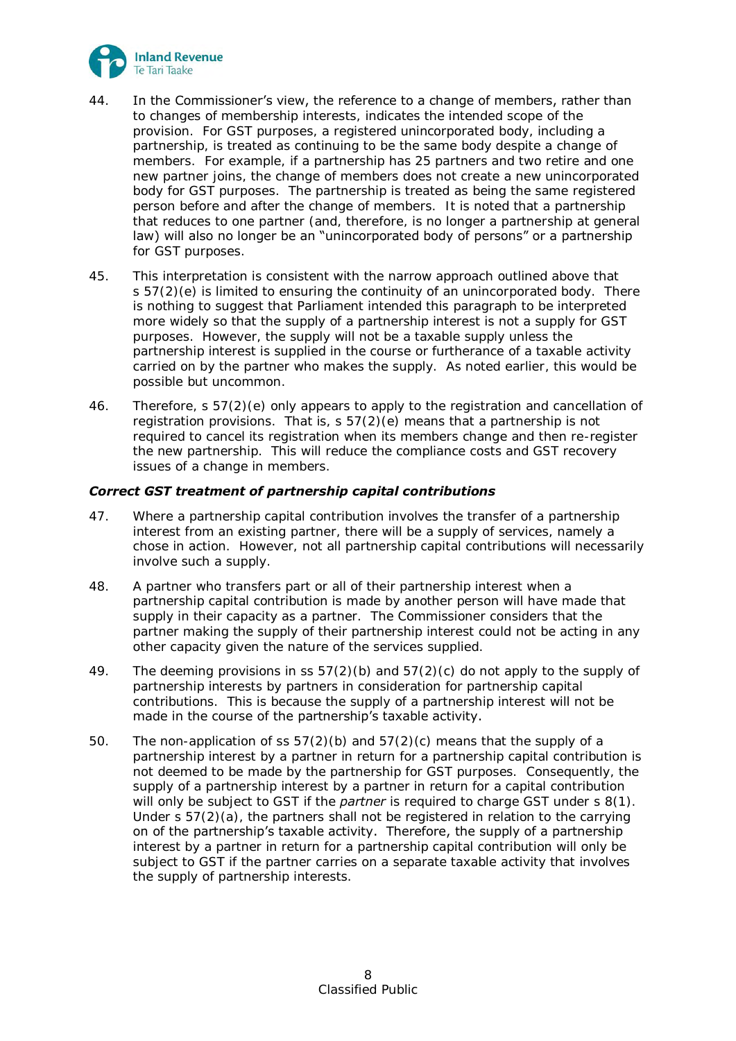44. In the Commissioner's view, the reference to a change of members, rather than to changes of membership interests, indicates the intended scope of the provision. For GST purposes, a registered unincorporated body, including a partnership, is treated as continuing to be the same body despite a change of members. For example, if a partnership has 25 partners and two retire and one new partner joins, the change of members does not create a new unincorporated body for GST purposes. The partnership is treated as being the same registered person before and after the change of members. It is noted that a partnership that reduces to one partner (and, therefore, is no longer a partnership at general law) will also no longer be an "unincorporated body of persons" or a partnership for GST purposes.

45. This interpretation is consistent with the narrow approach outlined above that s 57(2)(e) is limited to ensuring the continuity of an unincorporated body. There is nothing to suggest that Parliament intended this paragraph to be interpreted more widely so that the supply of a partnership interest is not a supply for GST purposes. However, the supply will not be a taxable supply unless the partnership interest is supplied in the course or furtherance of a taxable activity carried on by the partner who makes the supply. As noted earlier, this would be possible but uncommon.

46. Therefore, s 57(2)(e) only appears to apply to the registration and cancellation of registration provisions. That is, s 57(2)(e) means that a partnership is not required to cancel its registration when its members change and then re-register the new partnership. This will reduce the compliance costs and GST recovery issues of a change in members.

### *Correct GST treatment of partnership capital contributions*

47. Where a partnership capital contribution involves the transfer of a partnership interest from an existing partner, there will be a supply of services, namely a chose in action. However, not all partnership capital contributions will necessarily involve such a supply.

48. A partner who transfers part or all of their partnership interest when a partnership capital contribution is made by another person will have made that supply in their capacity as a partner. The Commissioner considers that the partner making the supply of their partnership interest could not be acting in any other capacity given the nature of the services supplied.

49. The deeming provisions in ss 57(2)(b) and 57(2)(c) do not apply to the supply of partnership interests by partners in consideration for partnership capital contributions. This is because the supply of a partnership interest will not be made in the course of the partnership's taxable activity.

50. The non-application of ss 57(2)(b) and 57(2)(c) means that the supply of a partnership interest by a partner in return for a partnership capital contribution is not deemed to be made by the partnership for GST purposes. Consequently, the supply of a partnership interest by a partner in return for a capital contribution will only be subject to GST if the *partner* is required to charge GST under s 8(1). Under s 57(2)(a), the partners shall not be registered in relation to the carrying on of the partnership's taxable activity. Therefore, the supply of a partnership interest by a partner in return for a partnership capital contribution will only be subject to GST if the partner carries on a separate taxable activity that involves the supply of partnership interests.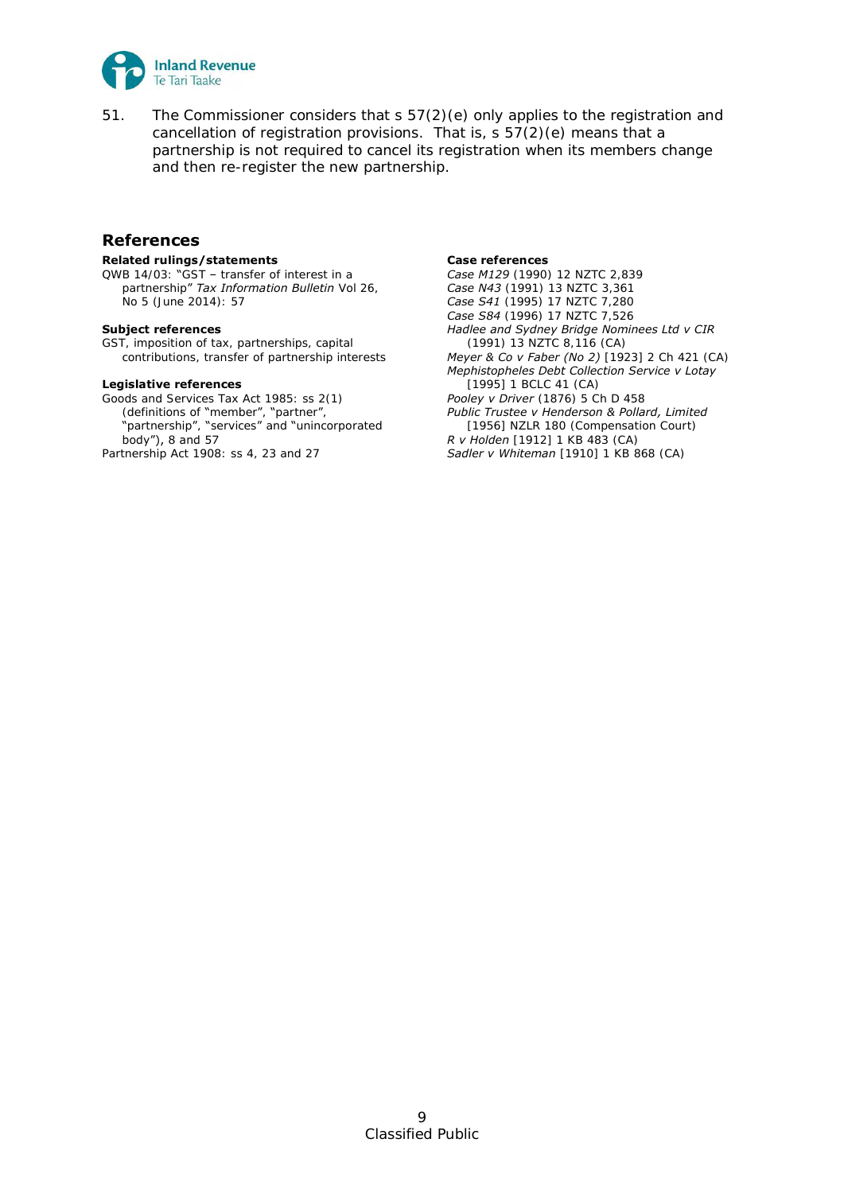51. The Commissioner considers that s 57(2)(e) only applies to the registration and cancellation of registration provisions. That is, s 57(2)(e) means that a partnership is not required to cancel its registration when its members change and then re-register the new partnership.

## References

**Related rulings/statements**

QWB 14/03: "GST – transfer of interest in a partnership" *Tax Information Bulletin* Vol 26, No 5 (June 2014): 57

**Subject references**

GST, imposition of tax, partnerships, capital contributions, transfer of partnership interests

**Legislative references**

Goods and Services Tax Act 1985: ss 2(1) (definitions of "member", "partner", "partnership", "services" and "unincorporated body"), 8 and 57

Partnership Act 1908: ss 4, 23 and 27

**Case references**

*Case M129* (1990) 12 NZTC 2,839

*Case N43* (1991) 13 NZTC 3,361

*Case S41* (1995) 17 NZTC 7,280

*Case S84* (1996) 17 NZTC 7,526

*Hadlee and Sydney Bridge Nominees Ltd v CIR* (1991) 13 NZTC 8,116 (CA)

*Meyer & Co v Faber (No 2)* [1923] 2 Ch 421 (CA)

*Mephistopheles Debt Collection Service v Lotay* [1995] 1 BCLC 41 (CA)

*Pooley v Driver* (1876) 5 Ch D 458

*Public Trustee v Henderson & Pollard, Limited* [1956] NZLR 180 (Compensation Court)

*R v Holden* [1912] 1 KB 483 (CA)

*Sadler v Whiteman* [1910] 1 KB 868 (CA)